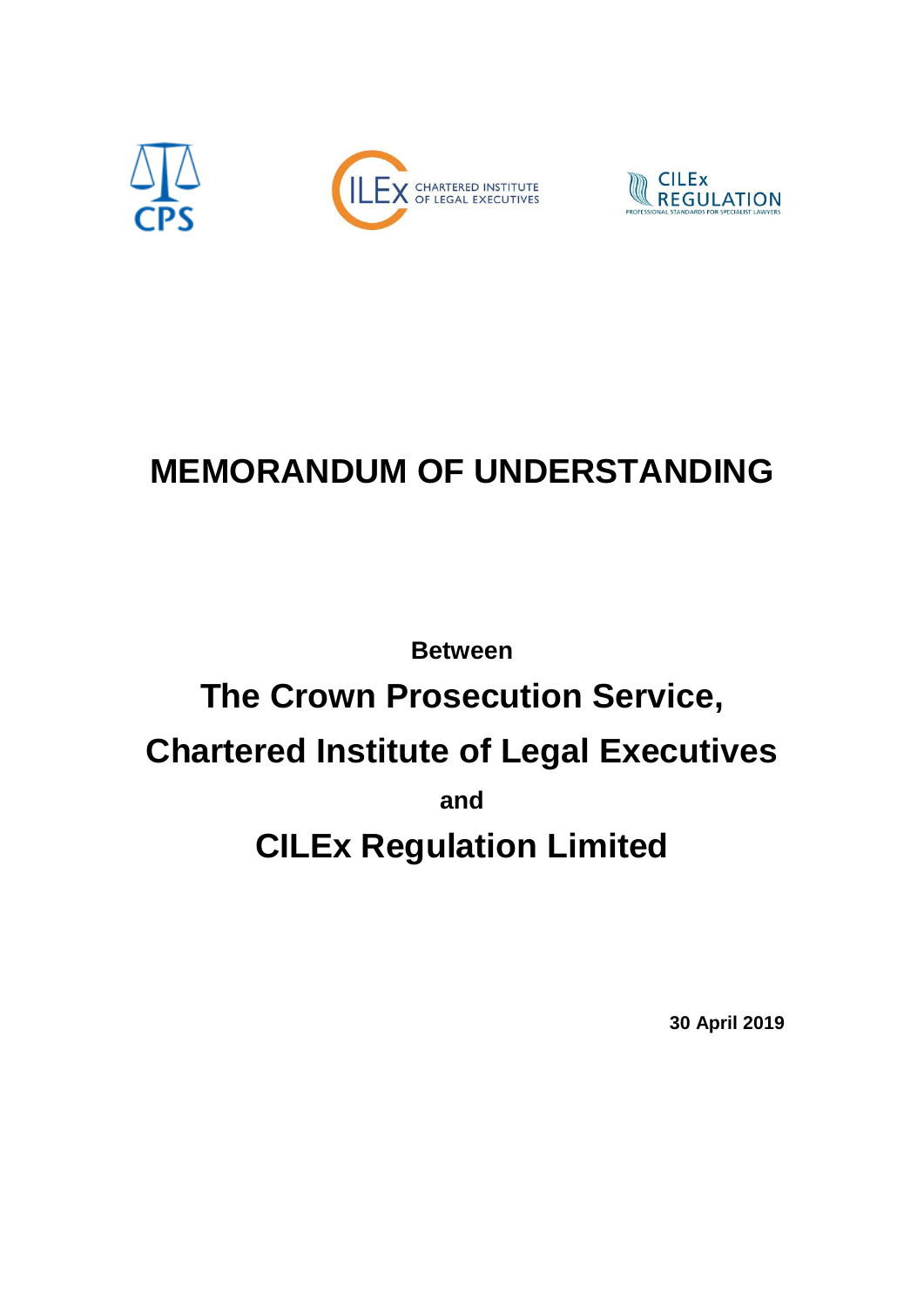# MEMORANDUM OF UNDERSTANDING

**Between**

## The Crown Prosecution Service,

## Chartered Institute of Legal Executives

**and**

## CILEx Regulation Limited

**30 April 2019**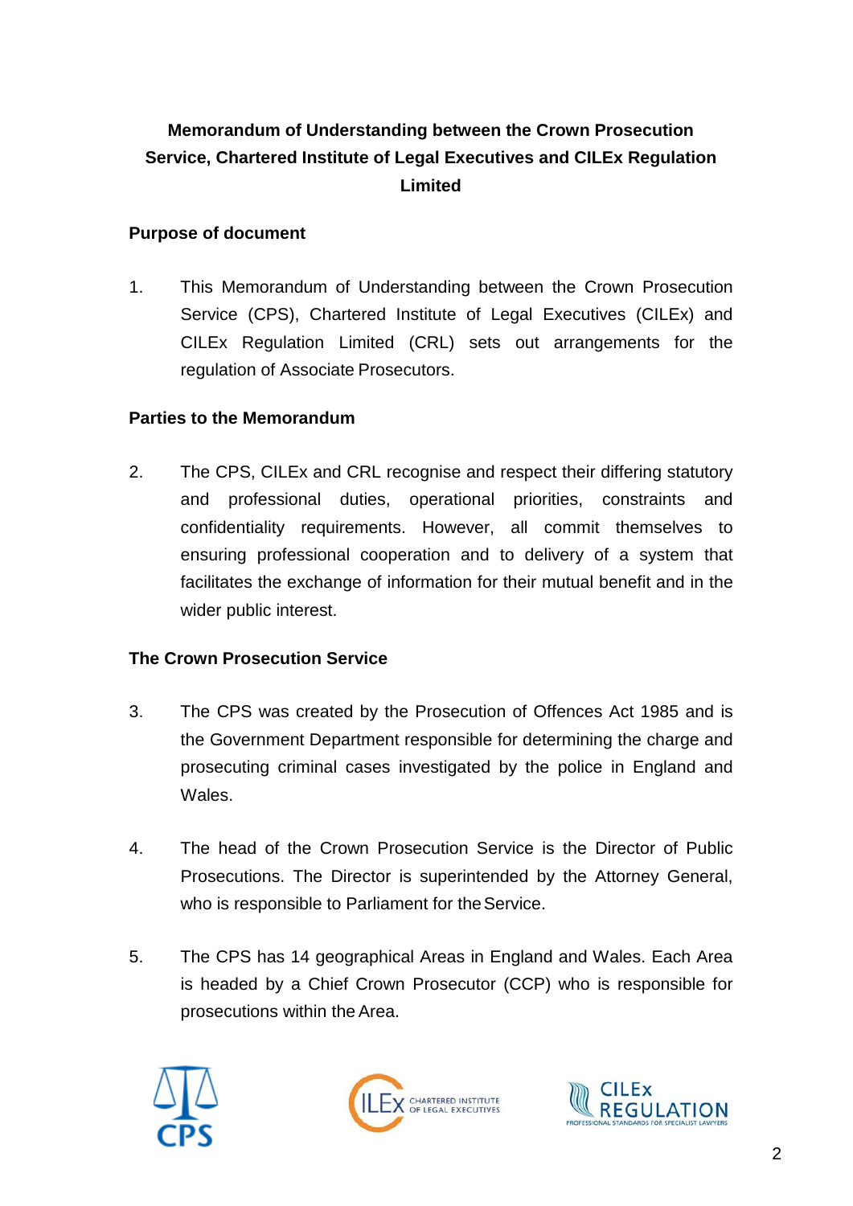# Memorandum of Understanding between the Crown Prosecution Service, Chartered Institute of Legal Executives and CILEx Regulation Limited

## Purpose of document

1. This Memorandum of Understanding between the Crown Prosecution Service (CPS), Chartered Institute of Legal Executives (CILEx) and CILEx Regulation Limited (CRL) sets out arrangements for the regulation of Associate Prosecutors.

## Parties to the Memorandum

2. The CPS, CILEx and CRL recognise and respect their differing statutory and professional duties, operational priorities, constraints and confidentiality requirements. However, all commit themselves to ensuring professional cooperation and to delivery of a system that facilitates the exchange of information for their mutual benefit and in the wider public interest.

## The Crown Prosecution Service

3. The CPS was created by the Prosecution of Offences Act 1985 and is the Government Department responsible for determining the charge and prosecuting criminal cases investigated by the police in England and Wales.

4. The head of the Crown Prosecution Service is the Director of Public Prosecutions. The Director is superintended by the Attorney General, who is responsible to Parliament for the Service.

5. The CPS has 14 geographical Areas in England and Wales. Each Area is headed by a Chief Crown Prosecutor (CCP) who is responsible for prosecutions within the Area.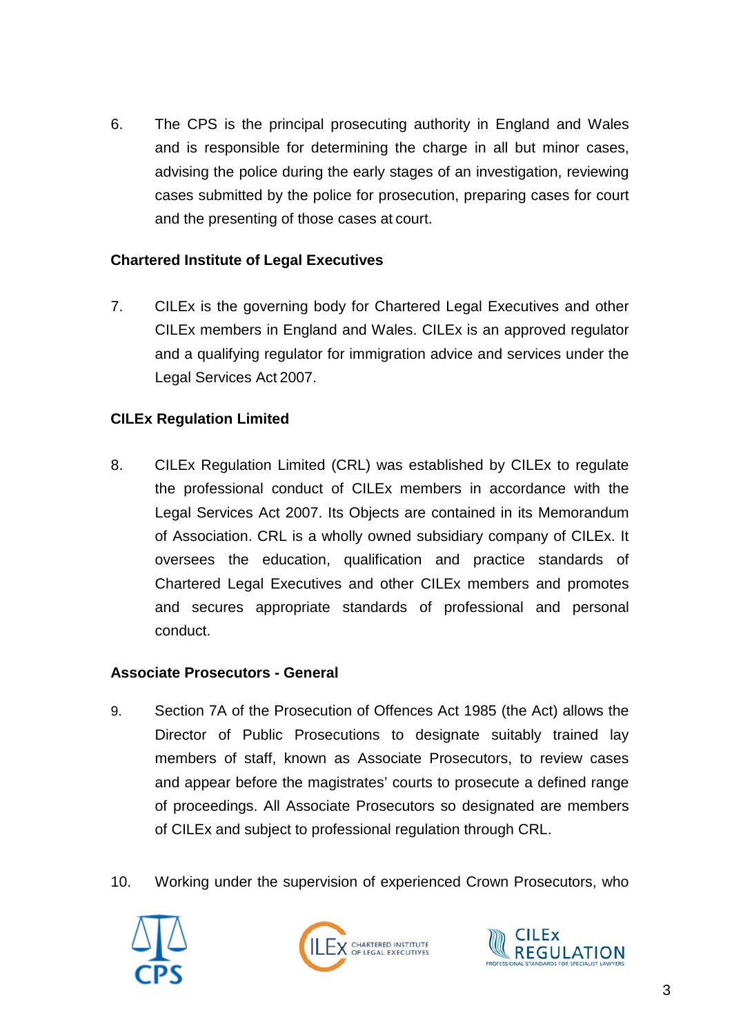6. The CPS is the principal prosecuting authority in England and Wales and is responsible for determining the charge in all but minor cases, advising the police during the early stages of an investigation, reviewing cases submitted by the police for prosecution, preparing cases for court and the presenting of those cases at court.

**Chartered Institute of Legal Executives**

7. CILEx is the governing body for Chartered Legal Executives and other CILEx members in England and Wales. CILEx is an approved regulator and a qualifying regulator for immigration advice and services under the Legal Services Act 2007.

**CILEx Regulation Limited**

8. CILEx Regulation Limited (CRL) was established by CILEx to regulate the professional conduct of CILEx members in accordance with the Legal Services Act 2007. Its Objects are contained in its Memorandum of Association. CRL is a wholly owned subsidiary company of CILEx. It oversees the education, qualification and practice standards of Chartered Legal Executives and other CILEx members and promotes and secures appropriate standards of professional and personal conduct.

**Associate Prosecutors - General**

9. Section 7A of the Prosecution of Offences Act 1985 (the Act) allows the Director of Public Prosecutions to designate suitably trained lay members of staff, known as Associate Prosecutors, to review cases and appear before the magistrates' courts to prosecute a defined range of proceedings. All Associate Prosecutors so designated are members of CILEx and subject to professional regulation through CRL.

10. Working under the supervision of experienced Crown Prosecutors, who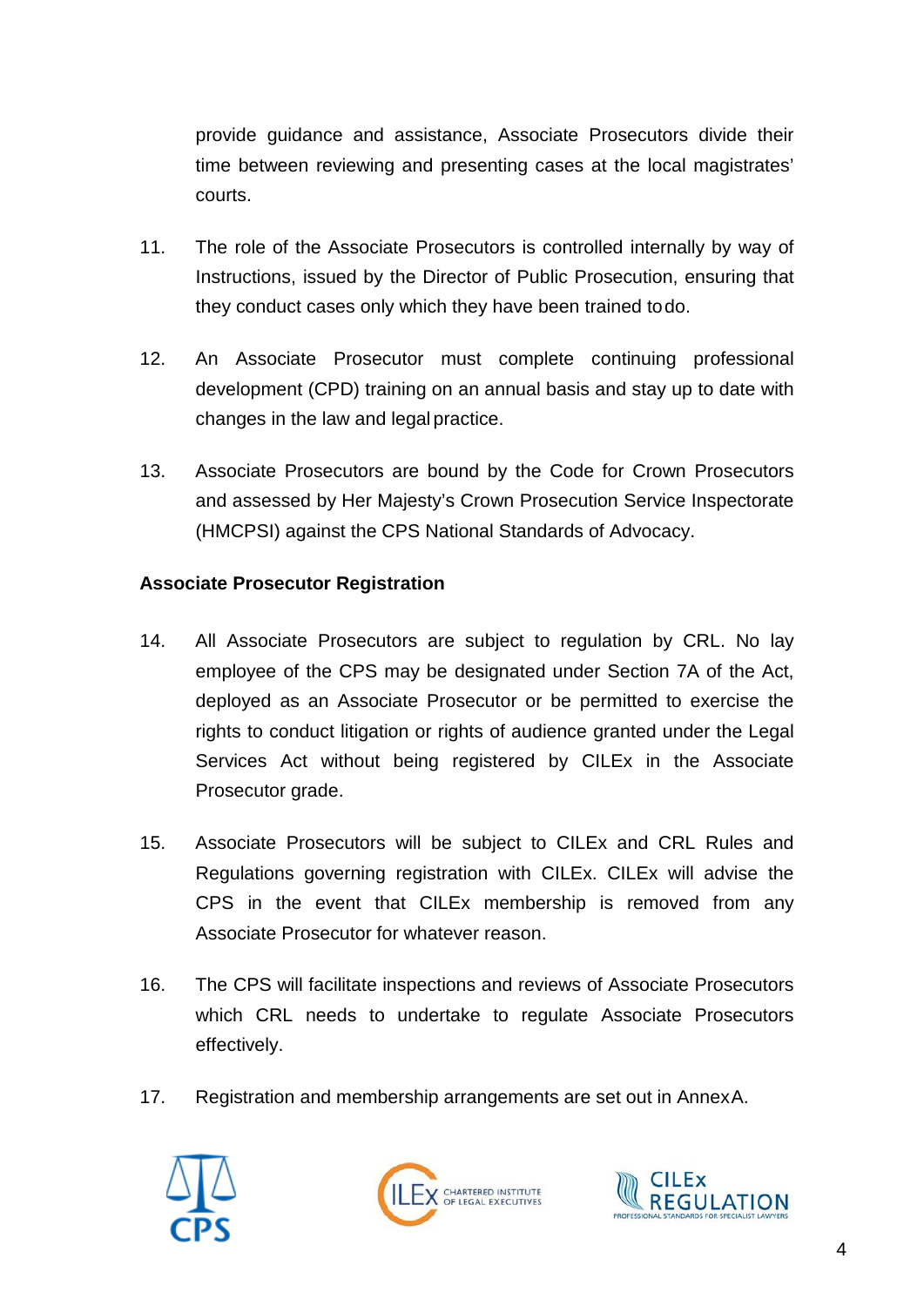provide guidance and assistance, Associate Prosecutors divide their time between reviewing and presenting cases at the local magistrates' courts.

11. The role of the Associate Prosecutors is controlled internally by way of Instructions, issued by the Director of Public Prosecution, ensuring that they conduct cases only which they have been trained to do.

12. An Associate Prosecutor must complete continuing professional development (CPD) training on an annual basis and stay up to date with changes in the law and legal practice.

13. Associate Prosecutors are bound by the Code for Crown Prosecutors and assessed by Her Majesty's Crown Prosecution Service Inspectorate (HMCPSI) against the CPS National Standards of Advocacy.

**Associate Prosecutor Registration**

14. All Associate Prosecutors are subject to regulation by CRL. No lay employee of the CPS may be designated under Section 7A of the Act, deployed as an Associate Prosecutor or be permitted to exercise the rights to conduct litigation or rights of audience granted under the Legal Services Act without being registered by CILEx in the Associate Prosecutor grade.

15. Associate Prosecutors will be subject to CILEx and CRL Rules and Regulations governing registration with CILEx. CILEx will advise the CPS in the event that CILEx membership is removed from any Associate Prosecutor for whatever reason.

16. The CPS will facilitate inspections and reviews of Associate Prosecutors which CRL needs to undertake to regulate Associate Prosecutors effectively.

17. Registration and membership arrangements are set out in Annex A.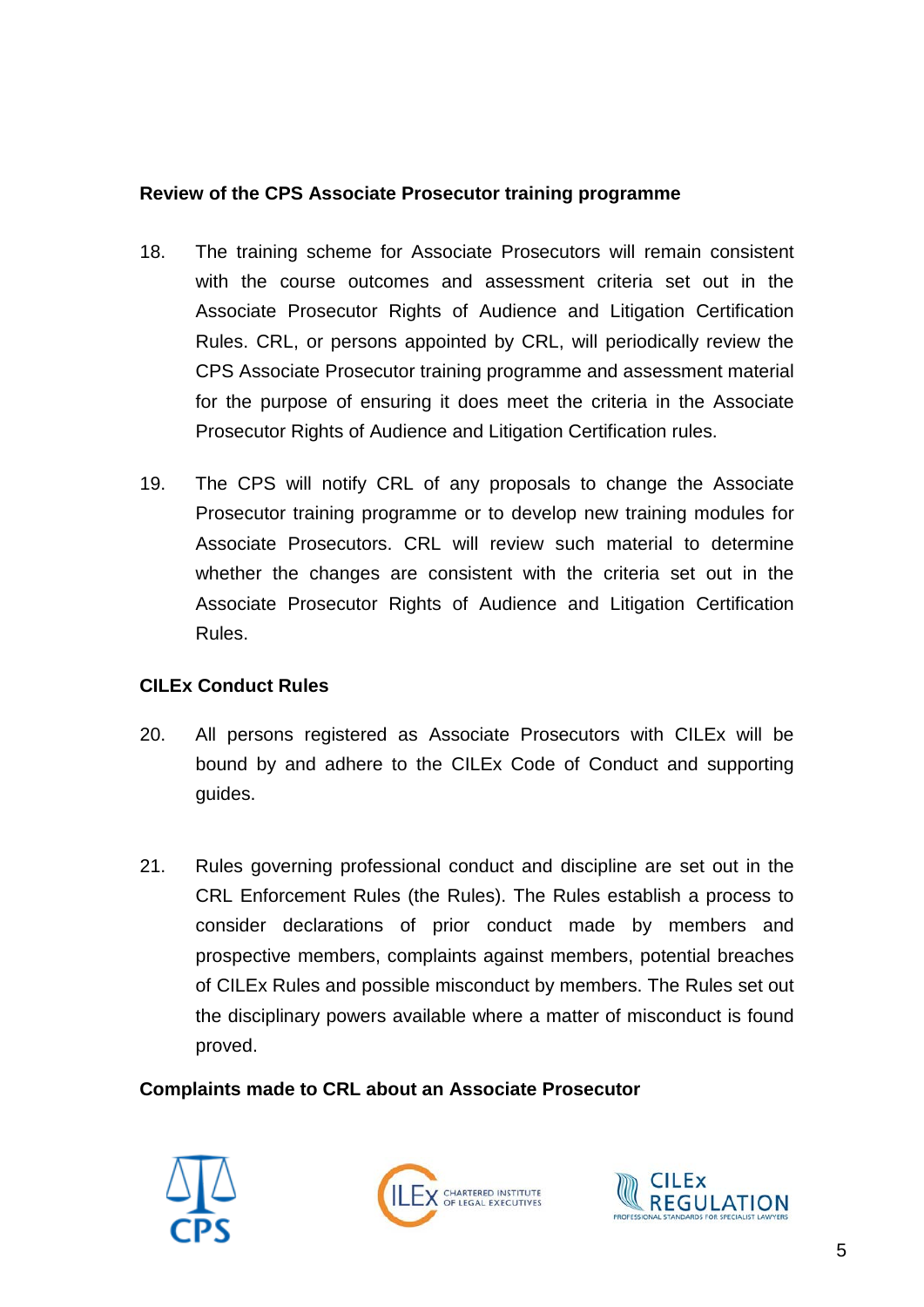**Review of the CPS Associate Prosecutor training programme**

18. The training scheme for Associate Prosecutors will remain consistent with the course outcomes and assessment criteria set out in the Associate Prosecutor Rights of Audience and Litigation Certification Rules. CRL, or persons appointed by CRL, will periodically review the CPS Associate Prosecutor training programme and assessment material for the purpose of ensuring it does meet the criteria in the Associate Prosecutor Rights of Audience and Litigation Certification rules.

19. The CPS will notify CRL of any proposals to change the Associate Prosecutor training programme or to develop new training modules for Associate Prosecutors. CRL will review such material to determine whether the changes are consistent with the criteria set out in the Associate Prosecutor Rights of Audience and Litigation Certification Rules.

**CILEx Conduct Rules**

20. All persons registered as Associate Prosecutors with CILEx will be bound by and adhere to the CILEx Code of Conduct and supporting guides.

21. Rules governing professional conduct and discipline are set out in the CRL Enforcement Rules (the Rules). The Rules establish a process to consider declarations of prior conduct made by members and prospective members, complaints against members, potential breaches of CILEx Rules and possible misconduct by members. The Rules set out the disciplinary powers available where a matter of misconduct is found proved.

**Complaints made to CRL about an Associate Prosecutor**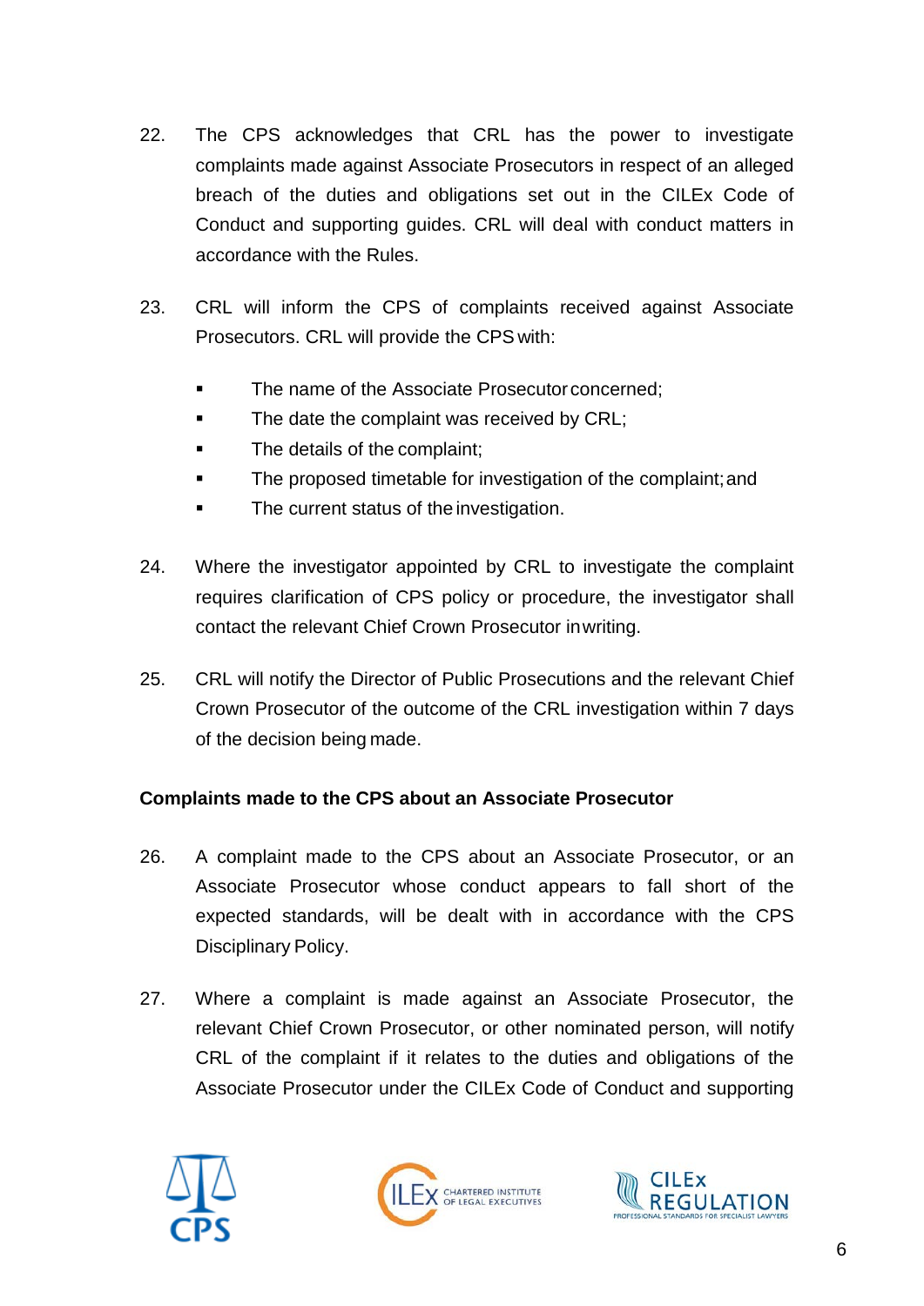22. The CPS acknowledges that CRL has the power to investigate complaints made against Associate Prosecutors in respect of an alleged breach of the duties and obligations set out in the CILEx Code of Conduct and supporting guides. CRL will deal with conduct matters in accordance with the Rules.

23. CRL will inform the CPS of complaints received against Associate Prosecutors. CRL will provide the CPS with:

    - The name of the Associate Prosecutor concerned;
    - The date the complaint was received by CRL;
    - The details of the complaint;
    - The proposed timetable for investigation of the complaint; and
    - The current status of the investigation.

24. Where the investigator appointed by CRL to investigate the complaint requires clarification of CPS policy or procedure, the investigator shall contact the relevant Chief Crown Prosecutor in writing.

25. CRL will notify the Director of Public Prosecutions and the relevant Chief Crown Prosecutor of the outcome of the CRL investigation within 7 days of the decision being made.

**Complaints made to the CPS about an Associate Prosecutor**

26. A complaint made to the CPS about an Associate Prosecutor, or an Associate Prosecutor whose conduct appears to fall short of the expected standards, will be dealt with in accordance with the CPS Disciplinary Policy.

27. Where a complaint is made against an Associate Prosecutor, the relevant Chief Crown Prosecutor, or other nominated person, will notify CRL of the complaint if it relates to the duties and obligations of the Associate Prosecutor under the CILEx Code of Conduct and supporting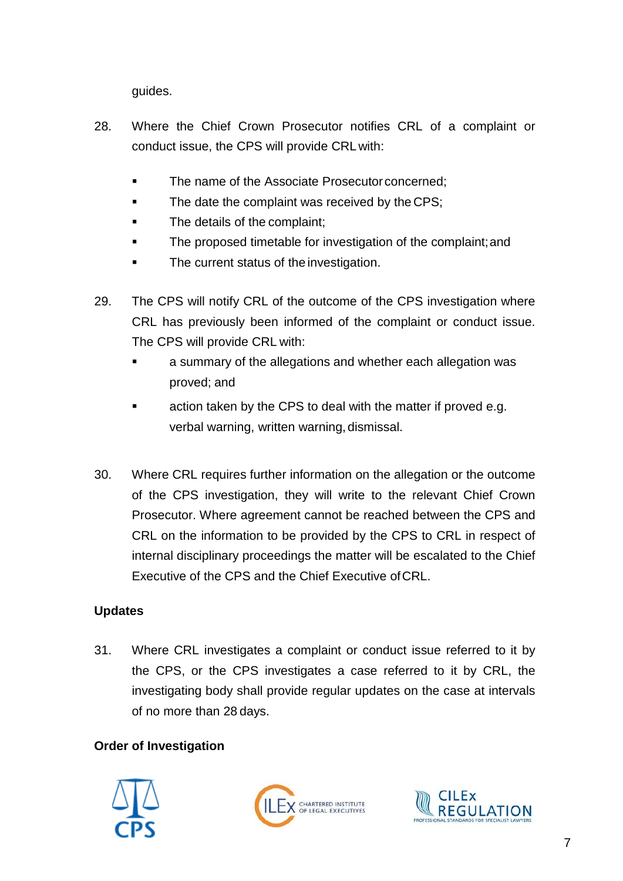guides.

28. Where the Chief Crown Prosecutor notifies CRL of a complaint or conduct issue, the CPS will provide CRL with:

   - The name of the Associate Prosecutor concerned;
   - The date the complaint was received by the CPS;
   - The details of the complaint;
   - The proposed timetable for investigation of the complaint; and
   - The current status of the investigation.

29. The CPS will notify CRL of the outcome of the CPS investigation where CRL has previously been informed of the complaint or conduct issue. The CPS will provide CRL with:

   - a summary of the allegations and whether each allegation was proved; and
   - action taken by the CPS to deal with the matter if proved e.g. verbal warning, written warning, dismissal.

30. Where CRL requires further information on the allegation or the outcome of the CPS investigation, they will write to the relevant Chief Crown Prosecutor. Where agreement cannot be reached between the CPS and CRL on the information to be provided by the CPS to CRL in respect of internal disciplinary proceedings the matter will be escalated to the Chief Executive of the CPS and the Chief Executive of CRL.

**Updates**

31. Where CRL investigates a complaint or conduct issue referred to it by the CPS, or the CPS investigates a case referred to it by CRL, the investigating body shall provide regular updates on the case at intervals of no more than 28 days.

**Order of Investigation**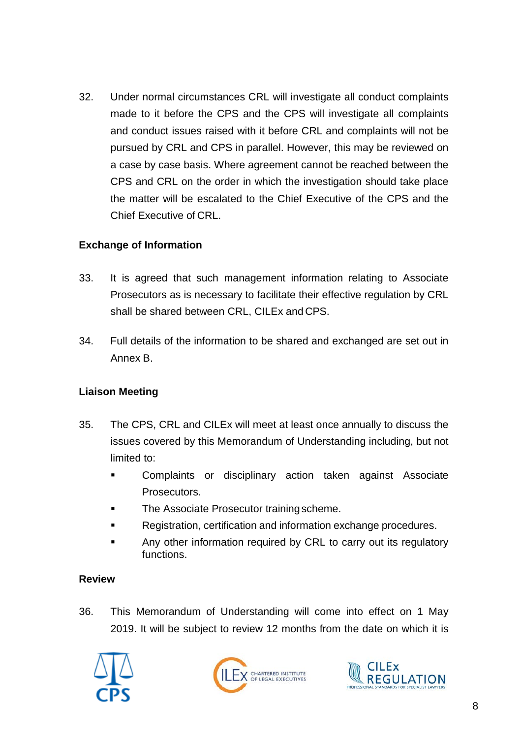32. Under normal circumstances CRL will investigate all conduct complaints made to it before the CPS and the CPS will investigate all complaints and conduct issues raised with it before CRL and complaints will not be pursued by CRL and CPS in parallel. However, this may be reviewed on a case by case basis. Where agreement cannot be reached between the CPS and CRL on the order in which the investigation should take place the matter will be escalated to the Chief Executive of the CPS and the Chief Executive of CRL.

**Exchange of Information**

33. It is agreed that such management information relating to Associate Prosecutors as is necessary to facilitate their effective regulation by CRL shall be shared between CRL, CILEx and CPS.

34. Full details of the information to be shared and exchanged are set out in Annex B.

**Liaison Meeting**

35. The CPS, CRL and CILEx will meet at least once annually to discuss the issues covered by this Memorandum of Understanding including, but not limited to:

- Complaints or disciplinary action taken against Associate Prosecutors.
- The Associate Prosecutor training scheme.
- Registration, certification and information exchange procedures.
- Any other information required by CRL to carry out its regulatory functions.

**Review**

36. This Memorandum of Understanding will come into effect on 1 May 2019. It will be subject to review 12 months from the date on which it is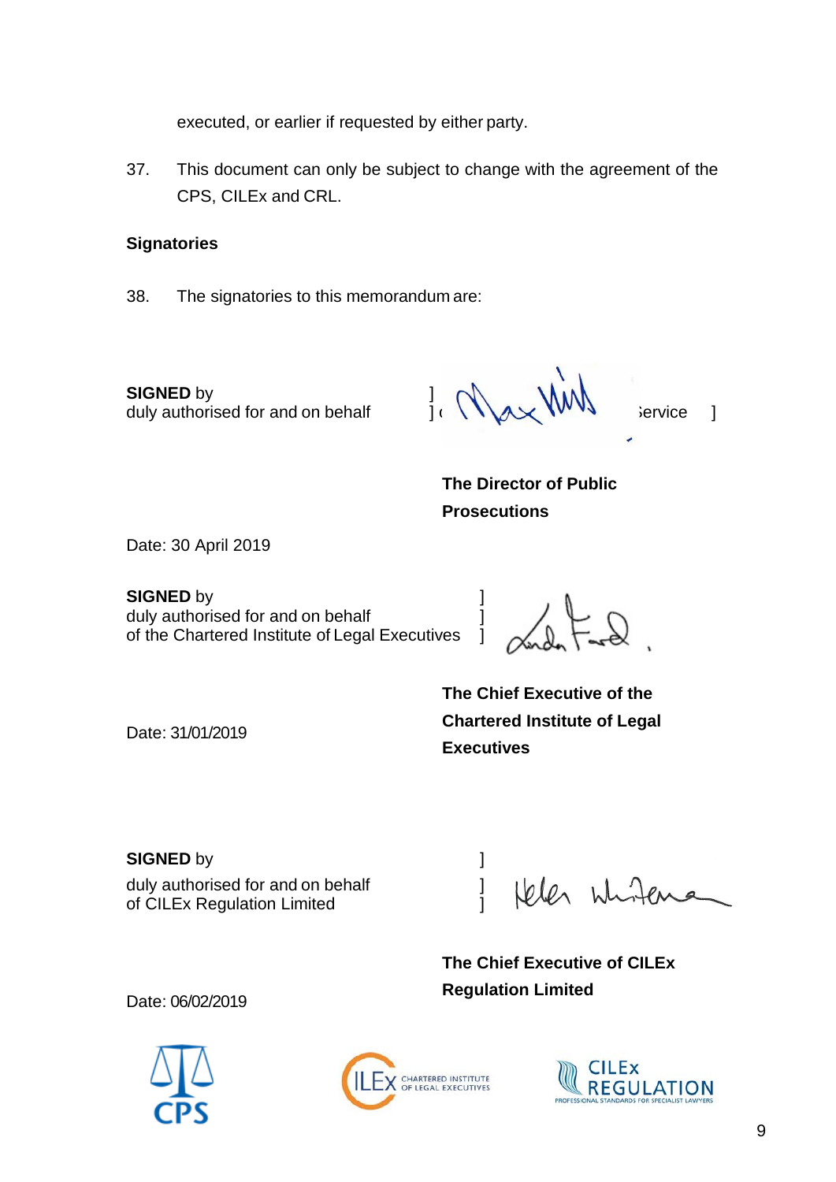executed, or earlier if requested by either party.

37. This document can only be subject to change with the agreement of the CPS, CILEx and CRL.

**Signatories**

38. The signatories to this memorandum are:

**SIGNED** by
duly authorised for and on behalf ] ( ervice ]

**The Director of Public Prosecutions**

Date: 30 April 2019

**SIGNED** by
duly authorised for and on behalf ]
of the Chartered Institute of Legal Executives ]

**The Chief Executive of the Chartered Institute of Legal Executives**

Date: 31/01/2019

**SIGNED** by
duly authorised for and on behalf ]
of CILEx Regulation Limited ]

**The Chief Executive of CILEx Regulation Limited**

Date: 06/02/2019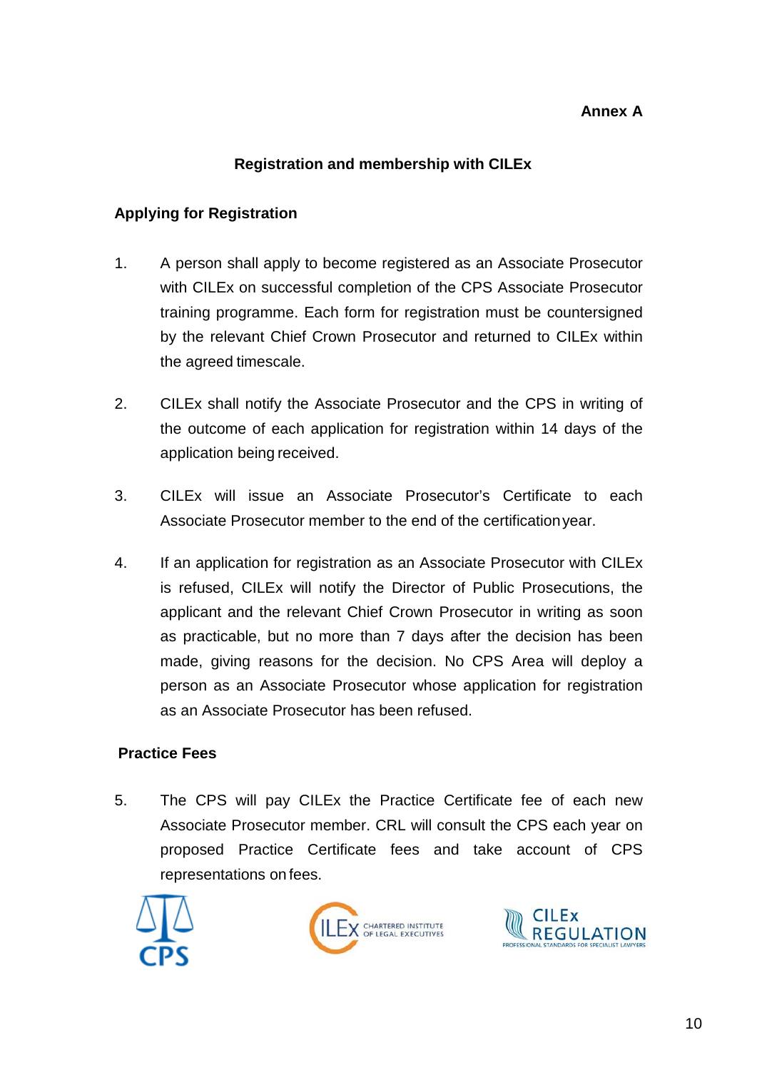**Annex A**

## Registration and membership with CILEx

### Applying for Registration

1. A person shall apply to become registered as an Associate Prosecutor with CILEx on successful completion of the CPS Associate Prosecutor training programme. Each form for registration must be countersigned by the relevant Chief Crown Prosecutor and returned to CILEx within the agreed timescale.

2. CILEx shall notify the Associate Prosecutor and the CPS in writing of the outcome of each application for registration within 14 days of the application being received.

3. CILEx will issue an Associate Prosecutor's Certificate to each Associate Prosecutor member to the end of the certification year.

4. If an application for registration as an Associate Prosecutor with CILEx is refused, CILEx will notify the Director of Public Prosecutions, the applicant and the relevant Chief Crown Prosecutor in writing as soon as practicable, but no more than 7 days after the decision has been made, giving reasons for the decision. No CPS Area will deploy a person as an Associate Prosecutor whose application for registration as an Associate Prosecutor has been refused.

### Practice Fees

5. The CPS will pay CILEx the Practice Certificate fee of each new Associate Prosecutor member. CRL will consult the CPS each year on proposed Practice Certificate fees and take account of CPS representations on fees.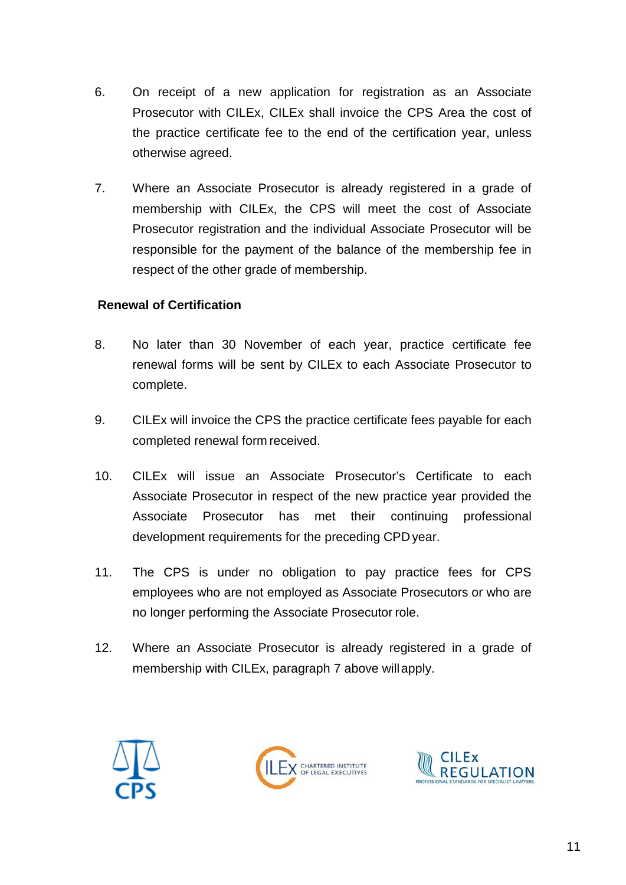6. On receipt of a new application for registration as an Associate Prosecutor with CILEx, CILEx shall invoice the CPS Area the cost of the practice certificate fee to the end of the certification year, unless otherwise agreed.

7. Where an Associate Prosecutor is already registered in a grade of membership with CILEx, the CPS will meet the cost of Associate Prosecutor registration and the individual Associate Prosecutor will be responsible for the payment of the balance of the membership fee in respect of the other grade of membership.

**Renewal of Certification**

8. No later than 30 November of each year, practice certificate fee renewal forms will be sent by CILEx to each Associate Prosecutor to complete.

9. CILEx will invoice the CPS the practice certificate fees payable for each completed renewal form received.

10. CILEx will issue an Associate Prosecutor's Certificate to each Associate Prosecutor in respect of the new practice year provided the Associate Prosecutor has met their continuing professional development requirements for the preceding CPD year.

11. The CPS is under no obligation to pay practice fees for CPS employees who are not employed as Associate Prosecutors or who are no longer performing the Associate Prosecutor role.

12. Where an Associate Prosecutor is already registered in a grade of membership with CILEx, paragraph 7 above will apply.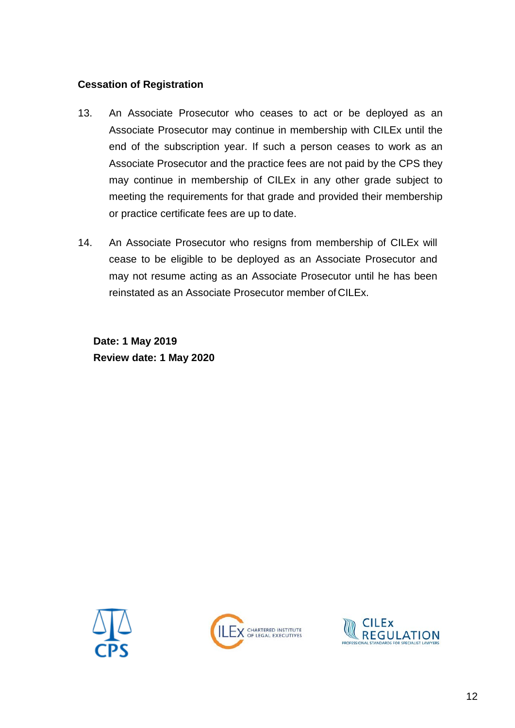**Cessation of Registration**

13. An Associate Prosecutor who ceases to act or be deployed as an Associate Prosecutor may continue in membership with CILEx until the end of the subscription year. If such a person ceases to work as an Associate Prosecutor and the practice fees are not paid by the CPS they may continue in membership of CILEx in any other grade subject to meeting the requirements for that grade and provided their membership or practice certificate fees are up to date.

14. An Associate Prosecutor who resigns from membership of CILEx will cease to be eligible to be deployed as an Associate Prosecutor and may not resume acting as an Associate Prosecutor until he has been reinstated as an Associate Prosecutor member of CILEx.

**Date: 1 May 2019**
**Review date: 1 May 2020**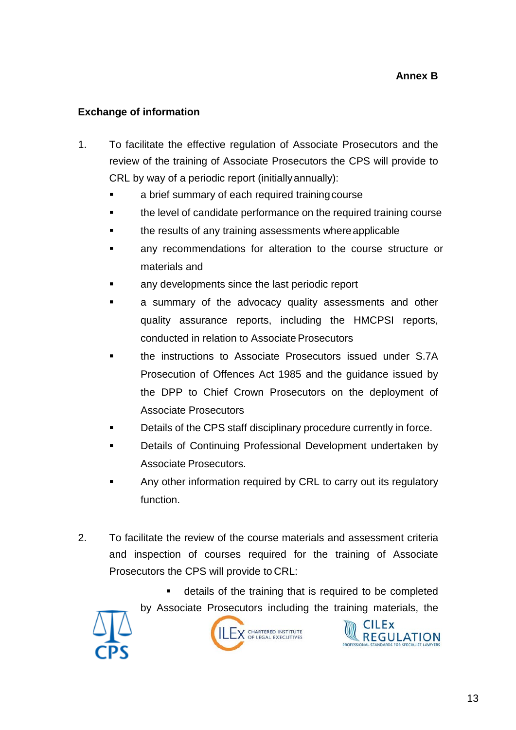**Annex B**

## Exchange of information

1. To facilitate the effective regulation of Associate Prosecutors and the review of the training of Associate Prosecutors the CPS will provide to CRL by way of a periodic report (initially annually):
   - a brief summary of each required training course
   - the level of candidate performance on the required training course
   - the results of any training assessments where applicable
   - any recommendations for alteration to the course structure or materials and
   - any developments since the last periodic report
   - a summary of the advocacy quality assessments and other quality assurance reports, including the HMCPSI reports, conducted in relation to Associate Prosecutors
   - the instructions to Associate Prosecutors issued under S.7A Prosecution of Offences Act 1985 and the guidance issued by the DPP to Chief Crown Prosecutors on the deployment of Associate Prosecutors
   - Details of the CPS staff disciplinary procedure currently in force.
   - Details of Continuing Professional Development undertaken by Associate Prosecutors.
   - Any other information required by CRL to carry out its regulatory function.

2. To facilitate the review of the course materials and assessment criteria and inspection of courses required for the training of Associate Prosecutors the CPS will provide to CRL:
   - details of the training that is required to be completed by Associate Prosecutors including the training materials, the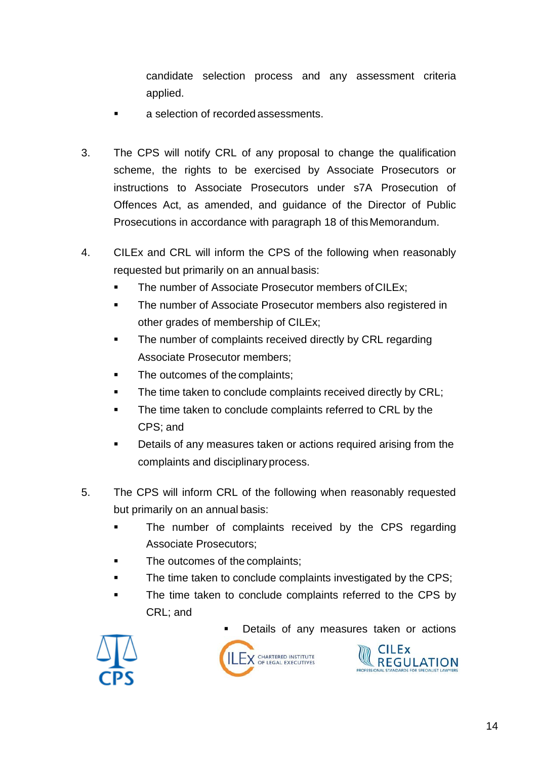candidate selection process and any assessment criteria applied.

- a selection of recorded assessments.

3. The CPS will notify CRL of any proposal to change the qualification scheme, the rights to be exercised by Associate Prosecutors or instructions to Associate Prosecutors under s7A Prosecution of Offences Act, as amended, and guidance of the Director of Public Prosecutions in accordance with paragraph 18 of this Memorandum.

4. CILEx and CRL will inform the CPS of the following when reasonably requested but primarily on an annual basis:
   - The number of Associate Prosecutor members of CILEx;
   - The number of Associate Prosecutor members also registered in other grades of membership of CILEx;
   - The number of complaints received directly by CRL regarding Associate Prosecutor members;
   - The outcomes of the complaints;
   - The time taken to conclude complaints received directly by CRL;
   - The time taken to conclude complaints referred to CRL by the CPS; and
   - Details of any measures taken or actions required arising from the complaints and disciplinary process.

5. The CPS will inform CRL of the following when reasonably requested but primarily on an annual basis:
   - The number of complaints received by the CPS regarding Associate Prosecutors;
   - The outcomes of the complaints;
   - The time taken to conclude complaints investigated by the CPS;
   - The time taken to conclude complaints referred to the CPS by CRL; and
   - Details of any measures taken or actions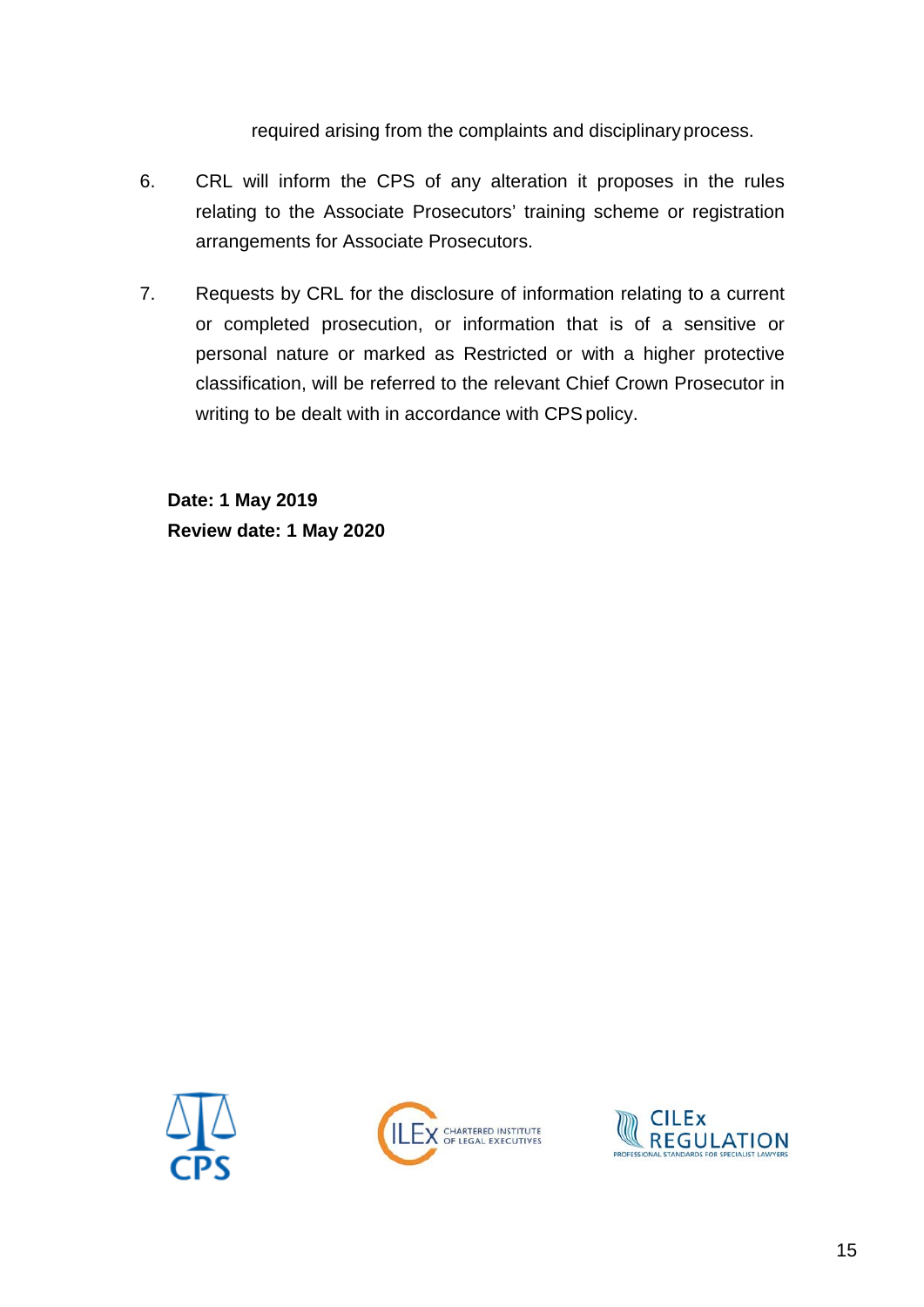required arising from the complaints and disciplinary process.

6. CRL will inform the CPS of any alteration it proposes in the rules relating to the Associate Prosecutors' training scheme or registration arrangements for Associate Prosecutors.

7. Requests by CRL for the disclosure of information relating to a current or completed prosecution, or information that is of a sensitive or personal nature or marked as Restricted or with a higher protective classification, will be referred to the relevant Chief Crown Prosecutor in writing to be dealt with in accordance with CPS policy.

**Date: 1 May 2019**
**Review date: 1 May 2020**

CPS

ILEX CHARTERED INSTITUTE OF LEGAL EXECUTIVES

CILEx REGULATION PROFESSIONAL STANDARDS FOR SPECIALIST LAWYERS